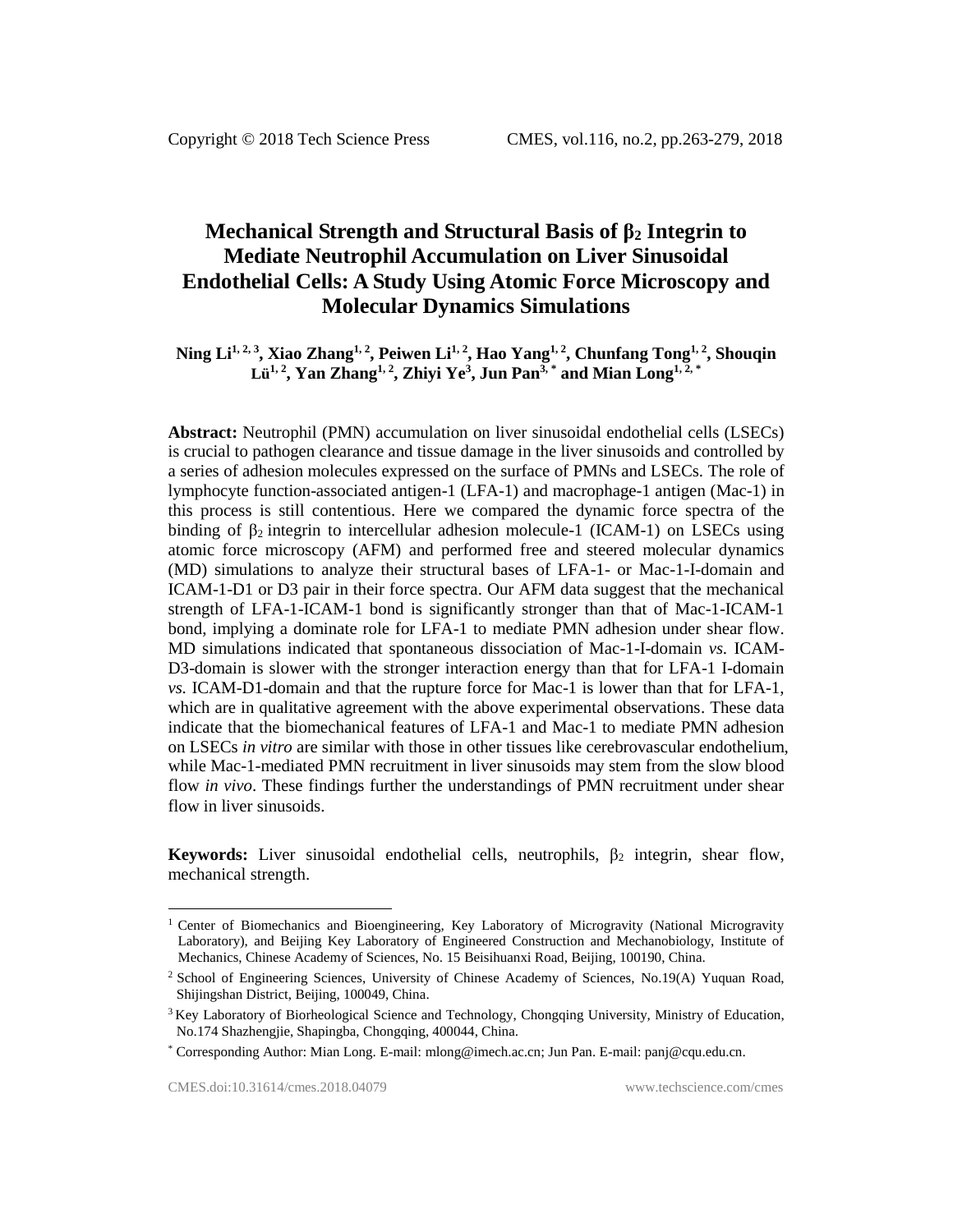# Mechanical Strength and Structural Basis of $\beta_2$ Integrin to Mediate Neutrophil Accumulation on Liver Sinusoidal Endothelial Cells: A Study Using Atomic Force Microscopy and Molecular Dynamics Simulations

**Ning Li[1, 2, 3], Xiao Zhang[1, 2], Peiwen Li[1, 2], Hao Yang[1, 2], Chunfang Tong[1, 2], Shouqin Lü[1, 2], Yan Zhang[1, 2], Zhiyi Ye[3], Jun Pan[3, *] and Mian Long[1, 2, *]**

**Abstract:** Neutrophil (PMN) accumulation on liver sinusoidal endothelial cells (LSECs) is crucial to pathogen clearance and tissue damage in the liver sinusoids and controlled by a series of adhesion molecules expressed on the surface of PMNs and LSECs. The role of lymphocyte function-associated antigen-1 (LFA-1) and macrophage-1 antigen (Mac-1) in this process is still contentious. Here we compared the dynamic force spectra of the binding of $\beta_2$ integrin to intercellular adhesion molecule-1 (ICAM-1) on LSECs using atomic force microscopy (AFM) and performed free and steered molecular dynamics (MD) simulations to analyze their structural bases of LFA-1- or Mac-1-I-domain and ICAM-1-D1 or D3 pair in their force spectra. Our AFM data suggest that the mechanical strength of LFA-1-ICAM-1 bond is significantly stronger than that of Mac-1-ICAM-1 bond, implying a dominate role for LFA-1 to mediate PMN adhesion under shear flow. MD simulations indicated that spontaneous dissociation of Mac-1-I-domain *vs.* ICAM-D3-domain is slower with the stronger interaction energy than that for LFA-1 I-domain *vs.* ICAM-D1-domain and that the rupture force for Mac-1 is lower than that for LFA-1, which are in qualitative agreement with the above experimental observations. These data indicate that the biomechanical features of LFA-1 and Mac-1 to mediate PMN adhesion on LSECs *in vitro* are similar with those in other tissues like cerebrovascular endothelium, while Mac-1-mediated PMN recruitment in liver sinusoids may stem from the slow blood flow *in vivo*. These findings further the understandings of PMN recruitment under shear flow in liver sinusoids.

**Keywords:** Liver sinusoidal endothelial cells, neutrophils, $\beta_2$ integrin, shear flow, mechanical strength.

---

[1] Center of Biomechanics and Bioengineering, Key Laboratory of Microgravity (National Microgravity Laboratory), and Beijing Key Laboratory of Engineered Construction and Mechanobiology, Institute of Mechanics, Chinese Academy of Sciences, No. 15 Beisihuanxi Road, Beijing, 100190, China.

[2] School of Engineering Sciences, University of Chinese Academy of Sciences, No.19(A) Yuquan Road, Shijingshan District, Beijing, 100049, China.

[3] Key Laboratory of Biorheological Science and Technology, Chongqing University, Ministry of Education, No.174 Shazhengjie, Shapingba, Chongqing, 400044, China.

[*] Corresponding Author: Mian Long. E-mail: mlong@imech.ac.cn; Jun Pan. E-mail: panj@cqu.edu.cn.

CMES.doi:10.31614/cmes.2018.04079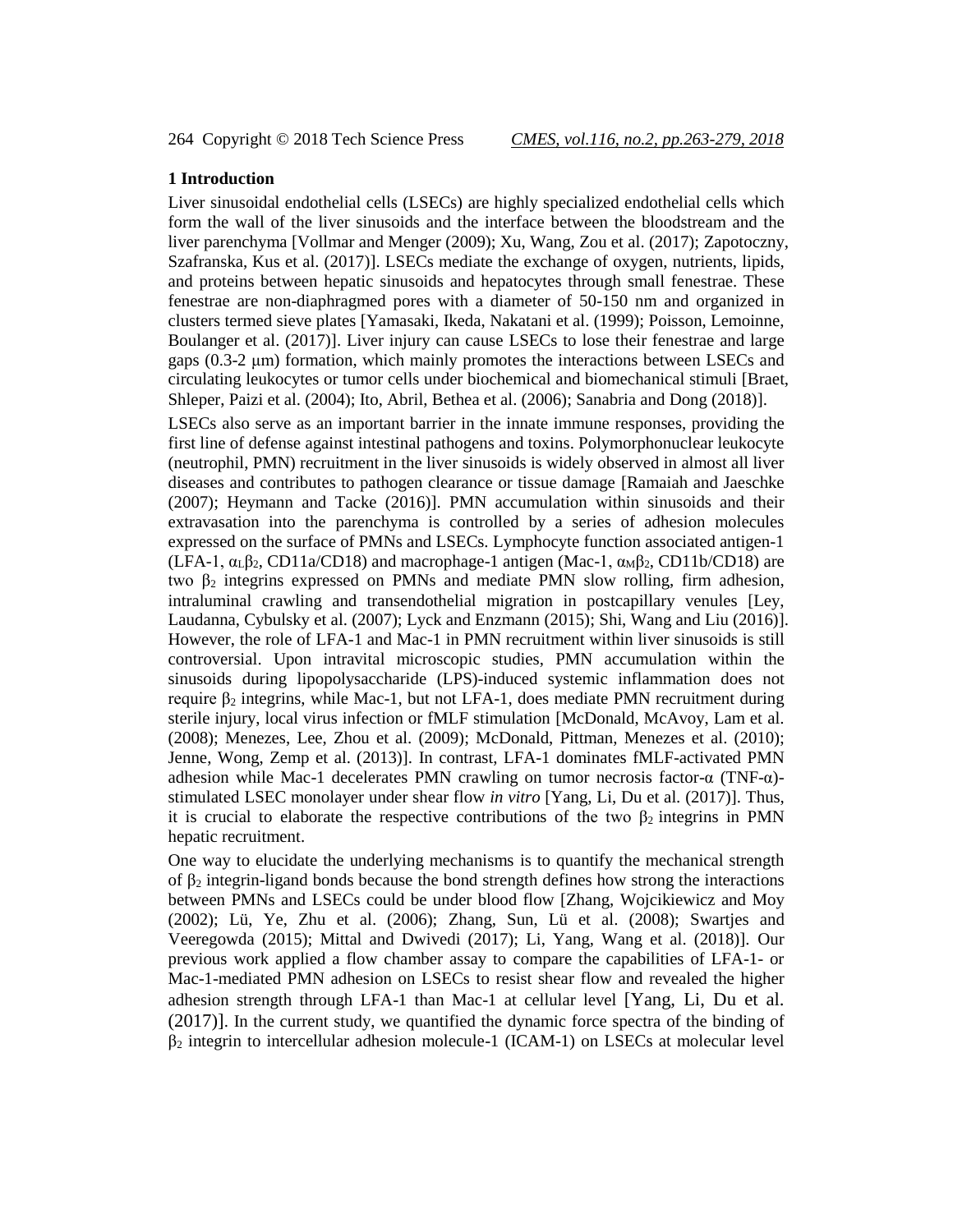## 1 Introduction

Liver sinusoidal endothelial cells (LSECs) are highly specialized endothelial cells which form the wall of the liver sinusoids and the interface between the bloodstream and the liver parenchyma [Vollmar and Menger (2009); Xu, Wang, Zou et al. (2017); Zapotoczny, Szafranska, Kus et al. (2017)]. LSECs mediate the exchange of oxygen, nutrients, lipids, and proteins between hepatic sinusoids and hepatocytes through small fenestrae. These fenestrae are non-diaphragmed pores with a diameter of 50-150 nm and organized in clusters termed sieve plates [Yamasaki, Ikeda, Nakatani et al. (1999); Poisson, Lemoinne, Boulanger et al. (2017)]. Liver injury can cause LSECs to lose their fenestrae and large gaps (0.3-2 μm) formation, which mainly promotes the interactions between LSECs and circulating leukocytes or tumor cells under biochemical and biomechanical stimuli [Braet, Shleper, Paizi et al. (2004); Ito, Abril, Bethea et al. (2006); Sanabria and Dong (2018)].

LSECs also serve as an important barrier in the innate immune responses, providing the first line of defense against intestinal pathogens and toxins. Polymorphonuclear leukocyte (neutrophil, PMN) recruitment in the liver sinusoids is widely observed in almost all liver diseases and contributes to pathogen clearance or tissue damage [Ramaiah and Jaeschke (2007); Heymann and Tacke (2016)]. PMN accumulation within sinusoids and their extravasation into the parenchyma is controlled by a series of adhesion molecules expressed on the surface of PMNs and LSECs. Lymphocyte function associated antigen-1 (LFA-1, $\alpha_L\beta_2$, CD11a/CD18) and macrophage-1 antigen (Mac-1, $\alpha_M\beta_2$, CD11b/CD18) are two $\beta_2$ integrins expressed on PMNs and mediate PMN slow rolling, firm adhesion, intraluminal crawling and transendothelial migration in postcapillary venules [Ley, Laudanna, Cybulsky et al. (2007); Lyck and Enzmann (2015); Shi, Wang and Liu (2016)]. However, the role of LFA-1 and Mac-1 in PMN recruitment within liver sinusoids is still controversial. Upon intravital microscopic studies, PMN accumulation within the sinusoids during lipopolysaccharide (LPS)-induced systemic inflammation does not require $\beta_2$ integrins, while Mac-1, but not LFA-1, does mediate PMN recruitment during sterile injury, local virus infection or fMLF stimulation [McDonald, McAvoy, Lam et al. (2008); Menezes, Lee, Zhou et al. (2009); McDonald, Pittman, Menezes et al. (2010); Jenne, Wong, Zemp et al. (2013)]. In contrast, LFA-1 dominates fMLF-activated PMN adhesion while Mac-1 decelerates PMN crawling on tumor necrosis factor-α (TNF-α)-stimulated LSEC monolayer under shear flow *in vitro* [Yang, Li, Du et al. (2017)]. Thus, it is crucial to elaborate the respective contributions of the two $\beta_2$ integrins in PMN hepatic recruitment.

One way to elucidate the underlying mechanisms is to quantify the mechanical strength of $\beta_2$ integrin-ligand bonds because the bond strength defines how strong the interactions between PMNs and LSECs could be under blood flow [Zhang, Wojcikiewicz and Moy (2002); Lü, Ye, Zhu et al. (2006); Zhang, Sun, Lü et al. (2008); Swartjes and Veeregowda (2015); Mittal and Dwivedi (2017); Li, Yang, Wang et al. (2018)]. Our previous work applied a flow chamber assay to compare the capabilities of LFA-1- or Mac-1-mediated PMN adhesion on LSECs to resist shear flow and revealed the higher adhesion strength through LFA-1 than Mac-1 at cellular level [Yang, Li, Du et al. (2017)]. In the current study, we quantified the dynamic force spectra of the binding of $\beta_2$ integrin to intercellular adhesion molecule-1 (ICAM-1) on LSECs at molecular level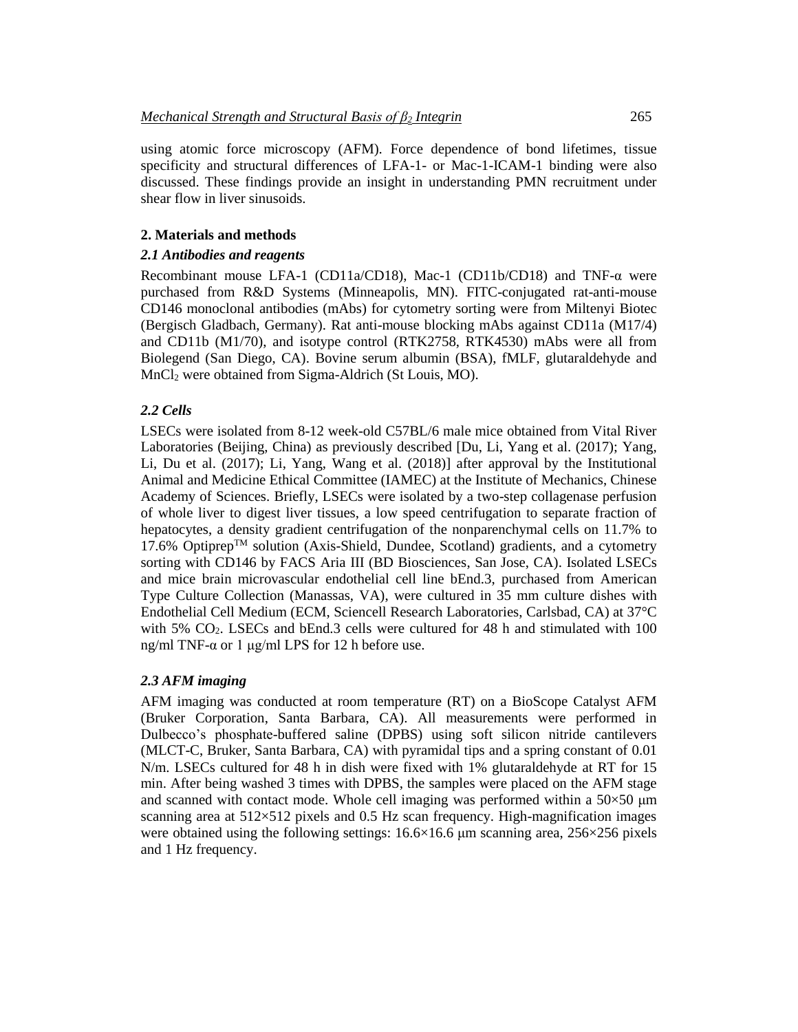using atomic force microscopy (AFM). Force dependence of bond lifetimes, tissue specificity and structural differences of LFA-1- or Mac-1-ICAM-1 binding were also discussed. These findings provide an insight in understanding PMN recruitment under shear flow in liver sinusoids.

## 2. Materials and methods

### *2.1 Antibodies and reagents*

Recombinant mouse LFA-1 (CD11a/CD18), Mac-1 (CD11b/CD18) and TNF-α were purchased from R&D Systems (Minneapolis, MN). FITC-conjugated rat-anti-mouse CD146 monoclonal antibodies (mAbs) for cytometry sorting were from Miltenyi Biotec (Bergisch Gladbach, Germany). Rat anti-mouse blocking mAbs against CD11a (M17/4) and CD11b (M1/70), and isotype control (RTK2758, RTK4530) mAbs were all from Biolegend (San Diego, CA). Bovine serum albumin (BSA), fMLF, glutaraldehyde and $MnCl_2$ were obtained from Sigma-Aldrich (St Louis, MO).

### *2.2 Cells*

LSECs were isolated from 8-12 week-old C57BL/6 male mice obtained from Vital River Laboratories (Beijing, China) as previously described [Du, Li, Yang et al. (2017); Yang, Li, Du et al. (2017); Li, Yang, Wang et al. (2018)] after approval by the Institutional Animal and Medicine Ethical Committee (IAMEC) at the Institute of Mechanics, Chinese Academy of Sciences. Briefly, LSECs were isolated by a two-step collagenase perfusion of whole liver to digest liver tissues, a low speed centrifugation to separate fraction of hepatocytes, a density gradient centrifugation of the nonparenchymal cells on 11.7% to 17.6% Optiprep™ solution (Axis-Shield, Dundee, Scotland) gradients, and a cytometry sorting with CD146 by FACS Aria III (BD Biosciences, San Jose, CA). Isolated LSECs and mice brain microvascular endothelial cell line bEnd.3, purchased from American Type Culture Collection (Manassas, VA), were cultured in 35 mm culture dishes with Endothelial Cell Medium (ECM, Sciencell Research Laboratories, Carlsbad, CA) at 37°C with 5% $CO_2$. LSECs and bEnd.3 cells were cultured for 48 h and stimulated with 100 ng/ml TNF-α or 1 μg/ml LPS for 12 h before use.

### *2.3 AFM imaging*

AFM imaging was conducted at room temperature (RT) on a BioScope Catalyst AFM (Bruker Corporation, Santa Barbara, CA). All measurements were performed in Dulbecco's phosphate-buffered saline (DPBS) using soft silicon nitride cantilevers (MLCT-C, Bruker, Santa Barbara, CA) with pyramidal tips and a spring constant of 0.01 N/m. LSECs cultured for 48 h in dish were fixed with 1% glutaraldehyde at RT for 15 min. After being washed 3 times with DPBS, the samples were placed on the AFM stage and scanned with contact mode. Whole cell imaging was performed within a 50×50 μm scanning area at 512×512 pixels and 0.5 Hz scan frequency. High-magnification images were obtained using the following settings: 16.6×16.6 μm scanning area, 256×256 pixels and 1 Hz frequency.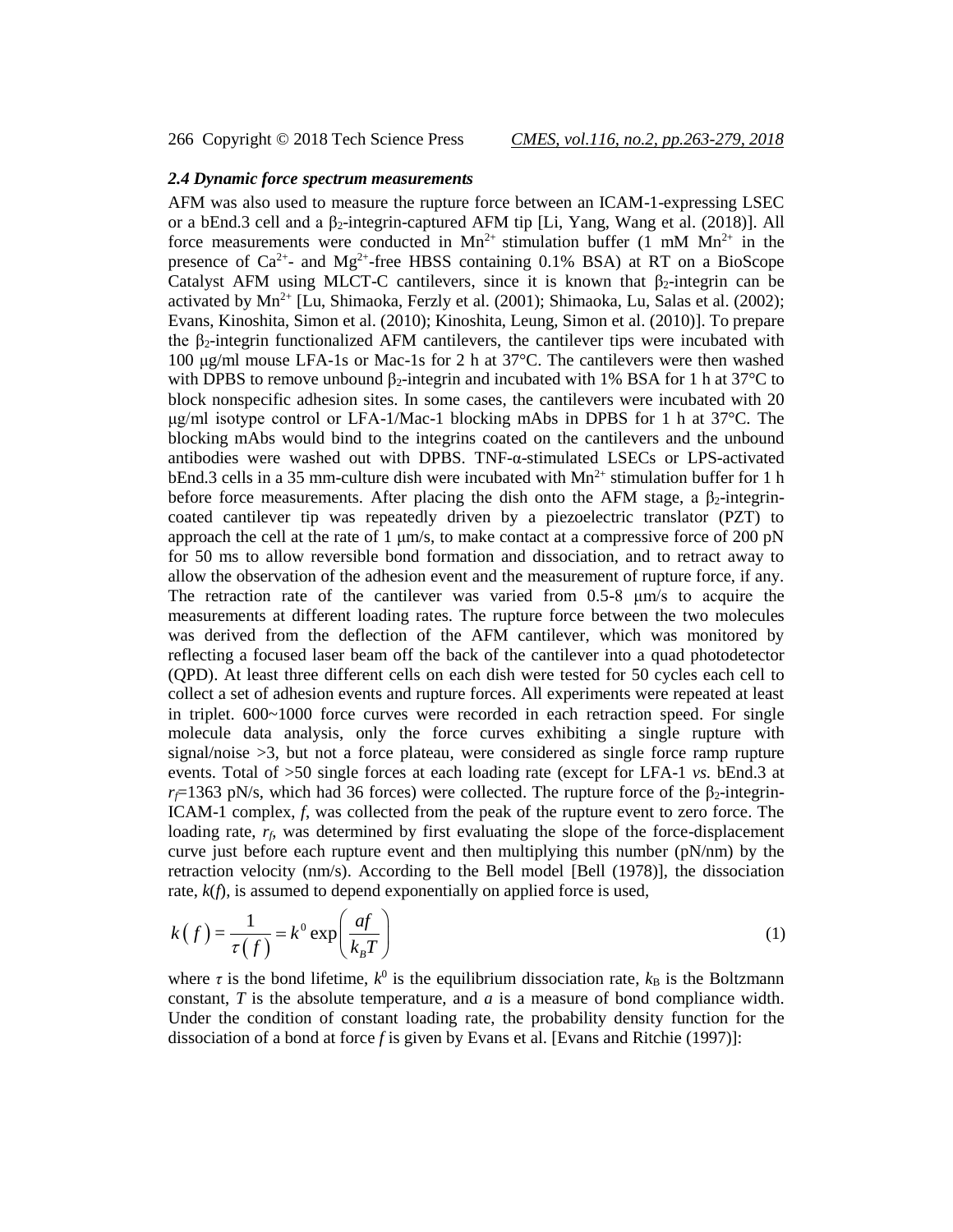### *2.4 Dynamic force spectrum measurements*

AFM was also used to measure the rupture force between an ICAM-1-expressing LSEC or a bEnd.3 cell and a $\beta_2$-integrin-captured AFM tip [Li, Yang, Wang et al. (2018)]. All force measurements were conducted in $Mn^{2+}$ stimulation buffer (1 mM $Mn^{2+}$ in the presence of $Ca^{2+}$- and $Mg^{2+}$-free HBSS containing 0.1% BSA) at RT on a BioScope Catalyst AFM using MLCT-C cantilevers, since it is known that $\beta_2$-integrin can be activated by $Mn^{2+}$ [Lu, Shimaoka, Ferzly et al. (2001); Shimaoka, Lu, Salas et al. (2002); Evans, Kinoshita, Simon et al. (2010); Kinoshita, Leung, Simon et al. (2010)]. To prepare the $\beta_2$-integrin functionalized AFM cantilevers, the cantilever tips were incubated with 100 μg/ml mouse LFA-1s or Mac-1s for 2 h at 37°C. The cantilevers were then washed with DPBS to remove unbound $\beta_2$-integrin and incubated with 1% BSA for 1 h at 37°C to block nonspecific adhesion sites. In some cases, the cantilevers were incubated with 20 μg/ml isotype control or LFA-1/Mac-1 blocking mAbs in DPBS for 1 h at 37°C. The blocking mAbs would bind to the integrins coated on the cantilevers and the unbound antibodies were washed out with DPBS. TNF-α-stimulated LSECs or LPS-activated bEnd.3 cells in a 35 mm-culture dish were incubated with $Mn^{2+}$ stimulation buffer for 1 h before force measurements. After placing the dish onto the AFM stage, a $\beta_2$-integrin-coated cantilever tip was repeatedly driven by a piezoelectric translator (PZT) to approach the cell at the rate of 1 μm/s, to make contact at a compressive force of 200 pN for 50 ms to allow reversible bond formation and dissociation, and to retract away to allow the observation of the adhesion event and the measurement of rupture force, if any. The retraction rate of the cantilever was varied from 0.5-8 μm/s to acquire the measurements at different loading rates. The rupture force between the two molecules was derived from the deflection of the AFM cantilever, which was monitored by reflecting a focused laser beam off the back of the cantilever into a quad photodetector (QPD). At least three different cells on each dish were tested for 50 cycles each cell to collect a set of adhesion events and rupture forces. All experiments were repeated at least in triplet. 600~1000 force curves were recorded in each retraction speed. For single molecule data analysis, only the force curves exhibiting a single rupture with signal/noise >3, but not a force plateau, were considered as single force ramp rupture events. Total of >50 single forces at each loading rate (except for LFA-1 *vs.* bEnd.3 at $r_f$=1363 pN/s, which had 36 forces) were collected. The rupture force of the $\beta_2$-integrin-ICAM-1 complex, $f$, was collected from the peak of the rupture event to zero force. The loading rate, $r_f$, was determined by first evaluating the slope of the force-displacement curve just before each rupture event and then multiplying this number (pN/nm) by the retraction velocity (nm/s). According to the Bell model [Bell (1978)], the dissociation rate, $k(f)$, is assumed to depend exponentially on applied force is used,

$$k(f) = \frac{1}{\tau(f)} = k^0 \exp\left(\frac{af}{k_B T}\right) \tag{1}$$

where $\tau$ is the bond lifetime, $k^0$ is the equilibrium dissociation rate, $k_B$ is the Boltzmann constant, $T$ is the absolute temperature, and $a$ is a measure of bond compliance width. Under the condition of constant loading rate, the probability density function for the dissociation of a bond at force $f$ is given by Evans et al. [Evans and Ritchie (1997)]: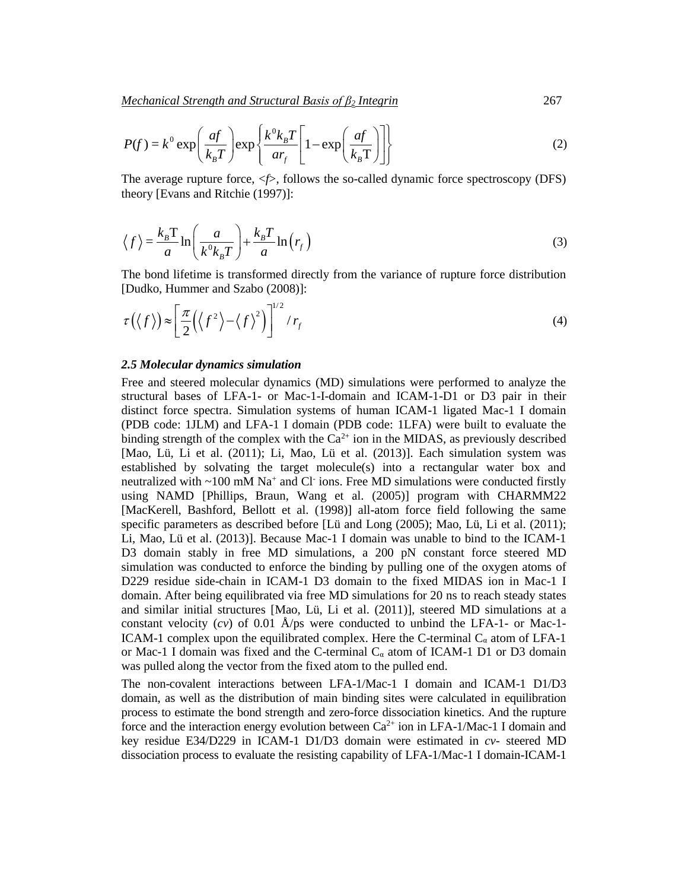$$P(f) = k^0 \exp\left(\frac{af}{k_B T}\right) \exp\left\{\frac{k^0 k_B T}{a r_f}\left[1 - \exp\left(\frac{af}{k_B \mathrm{T}}\right)\right]\right\} \tag{2}$$

The average rupture force, $\langle f \rangle$, follows the so-called dynamic force spectroscopy (DFS) theory [Evans and Ritchie (1997)]:

$$\langle f \rangle = \frac{k_B \mathrm{T}}{a} \ln\left(\frac{a}{k^0 k_B T}\right) + \frac{k_B T}{a} \ln\left(r_f\right) \tag{3}$$

The bond lifetime is transformed directly from the variance of rupture force distribution [Dudko, Hummer and Szabo (2008)]:

$$\tau\left(\langle f \rangle\right) \approx \left[\frac{\pi}{2}\left(\langle f^2 \rangle - \langle f \rangle^2\right)\right]^{1/2} / r_f \tag{4}$$

### *2.5 Molecular dynamics simulation*

Free and steered molecular dynamics (MD) simulations were performed to analyze the structural bases of LFA-1- or Mac-1-I-domain and ICAM-1-D1 or D3 pair in their distinct force spectra. Simulation systems of human ICAM-1 ligated Mac-1 I domain (PDB code: 1JLM) and LFA-1 I domain (PDB code: 1LFA) were built to evaluate the binding strength of the complex with the $Ca^{2+}$ ion in the MIDAS, as previously described [Mao, Lü, Li et al. (2011); Li, Mao, Lü et al. (2013)]. Each simulation system was established by solvating the target molecule(s) into a rectangular water box and neutralized with ~100 mM $Na^+$ and $Cl^-$ ions. Free MD simulations were conducted firstly using NAMD [Phillips, Braun, Wang et al. (2005)] program with CHARMM22 [MacKerell, Bashford, Bellott et al. (1998)] all-atom force field following the same specific parameters as described before [Lü and Long (2005); Mao, Lü, Li et al. (2011); Li, Mao, Lü et al. (2013)]. Because Mac-1 I domain was unable to bind to the ICAM-1 D3 domain stably in free MD simulations, a 200 pN constant force steered MD simulation was conducted to enforce the binding by pulling one of the oxygen atoms of D229 residue side-chain in ICAM-1 D3 domain to the fixed MIDAS ion in Mac-1 I domain. After being equilibrated via free MD simulations for 20 ns to reach steady states and similar initial structures [Mao, Lü, Li et al. (2011)], steered MD simulations at a constant velocity (*cv*) of 0.01 Å/ps were conducted to unbind the LFA-1- or Mac-1-ICAM-1 complex upon the equilibrated complex. Here the C-terminal $C_\alpha$ atom of LFA-1 or Mac-1 I domain was fixed and the C-terminal $C_\alpha$ atom of ICAM-1 D1 or D3 domain was pulled along the vector from the fixed atom to the pulled end.

The non-covalent interactions between LFA-1/Mac-1 I domain and ICAM-1 D1/D3 domain, as well as the distribution of main binding sites were calculated in equilibration process to estimate the bond strength and zero-force dissociation kinetics. And the rupture force and the interaction energy evolution between $Ca^{2+}$ ion in LFA-1/Mac-1 I domain and key residue E34/D229 in ICAM-1 D1/D3 domain were estimated in *cv*- steered MD dissociation process to evaluate the resisting capability of LFA-1/Mac-1 I domain-ICAM-1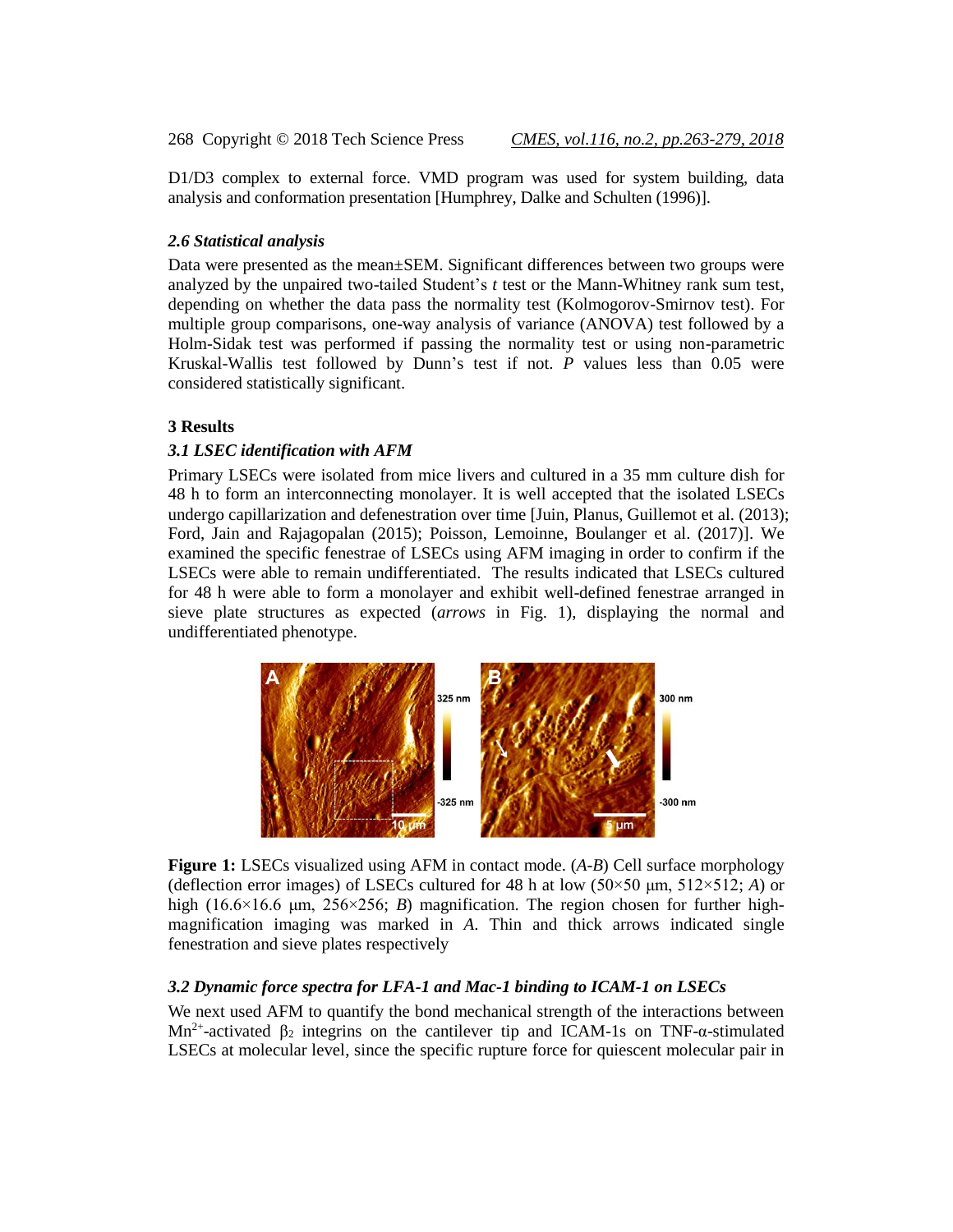D1/D3 complex to external force. VMD program was used for system building, data analysis and conformation presentation [Humphrey, Dalke and Schulten (1996)].

### *2.6 Statistical analysis*

Data were presented as the mean±SEM. Significant differences between two groups were analyzed by the unpaired two-tailed Student's *t* test or the Mann-Whitney rank sum test, depending on whether the data pass the normality test (Kolmogorov-Smirnov test). For multiple group comparisons, one-way analysis of variance (ANOVA) test followed by a Holm-Sidak test was performed if passing the normality test or using non-parametric Kruskal-Wallis test followed by Dunn's test if not. *P* values less than 0.05 were considered statistically significant.

## 3 Results

### *3.1 LSEC identification with AFM*

Primary LSECs were isolated from mice livers and cultured in a 35 mm culture dish for 48 h to form an interconnecting monolayer. It is well accepted that the isolated LSECs undergo capillarization and defenestration over time [Juin, Planus, Guillemot et al. (2013); Ford, Jain and Rajagopalan (2015); Poisson, Lemoinne, Boulanger et al. (2017)]. We examined the specific fenestrae of LSECs using AFM imaging in order to confirm if the LSECs were able to remain undifferentiated. The results indicated that LSECs cultured for 48 h were able to form a monolayer and exhibit well-defined fenestrae arranged in sieve plate structures as expected (*arrows* in Fig. 1), displaying the normal and undifferentiated phenotype.

**Figure 1:** LSECs visualized using AFM in contact mode. (*A*-*B*) Cell surface morphology (deflection error images) of LSECs cultured for 48 h at low (50×50 μm, 512×512; *A*) or high (16.6×16.6 μm, 256×256; *B*) magnification. The region chosen for further high-magnification imaging was marked in *A*. Thin and thick arrows indicated single fenestration and sieve plates respectively

### *3.2 Dynamic force spectra for LFA-1 and Mac-1 binding to ICAM-1 on LSECs*

We next used AFM to quantify the bond mechanical strength of the interactions between $Mn^{2+}$-activated $\beta_2$ integrins on the cantilever tip and ICAM-1s on TNF-α-stimulated LSECs at molecular level, since the specific rupture force for quiescent molecular pair in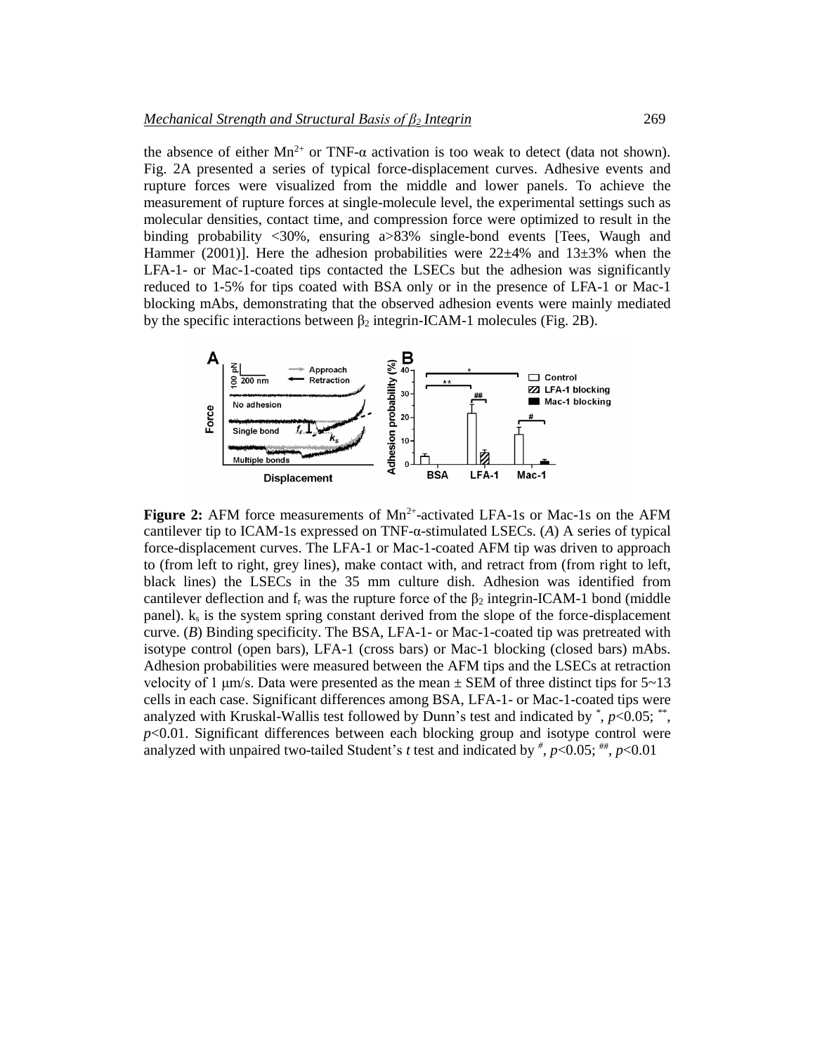the absence of either $Mn^{2+}$ or TNF-α activation is too weak to detect (data not shown). Fig. 2A presented a series of typical force-displacement curves. Adhesive events and rupture forces were visualized from the middle and lower panels. To achieve the measurement of rupture forces at single-molecule level, the experimental settings such as molecular densities, contact time, and compression force were optimized to result in the binding probability <30%, ensuring a>83% single-bond events [Tees, Waugh and Hammer (2001)]. Here the adhesion probabilities were 22±4% and 13±3% when the LFA-1- or Mac-1-coated tips contacted the LSECs but the adhesion was significantly reduced to 1-5% for tips coated with BSA only or in the presence of LFA-1 or Mac-1 blocking mAbs, demonstrating that the observed adhesion events were mainly mediated by the specific interactions between $\beta_2$ integrin-ICAM-1 molecules (Fig. 2B).

**Figure 2:** AFM force measurements of $Mn^{2+}$-activated LFA-1s or Mac-1s on the AFM cantilever tip to ICAM-1s expressed on TNF-α-stimulated LSECs. (*A*) A series of typical force-displacement curves. The LFA-1 or Mac-1-coated AFM tip was driven to approach to (from left to right, grey lines), make contact with, and retract from (from right to left, black lines) the LSECs in the 35 mm culture dish. Adhesion was identified from cantilever deflection and $f_r$ was the rupture force of the $\beta_2$ integrin-ICAM-1 bond (middle panel). $k_s$ is the system spring constant derived from the slope of the force-displacement curve. (*B*) Binding specificity. The BSA, LFA-1- or Mac-1-coated tip was pretreated with isotype control (open bars), LFA-1 (cross bars) or Mac-1 blocking (closed bars) mAbs. Adhesion probabilities were measured between the AFM tips and the LSECs at retraction velocity of 1 μm/s. Data were presented as the mean ± SEM of three distinct tips for 5~13 cells in each case. Significant differences among BSA, LFA-1- or Mac-1-coated tips were analyzed with Kruskal-Wallis test followed by Dunn's test and indicated by *, $p$<0.05; **, $p$<0.01. Significant differences between each blocking group and isotype control were analyzed with unpaired two-tailed Student's *t* test and indicated by #, $p$<0.05; ##, $p$<0.01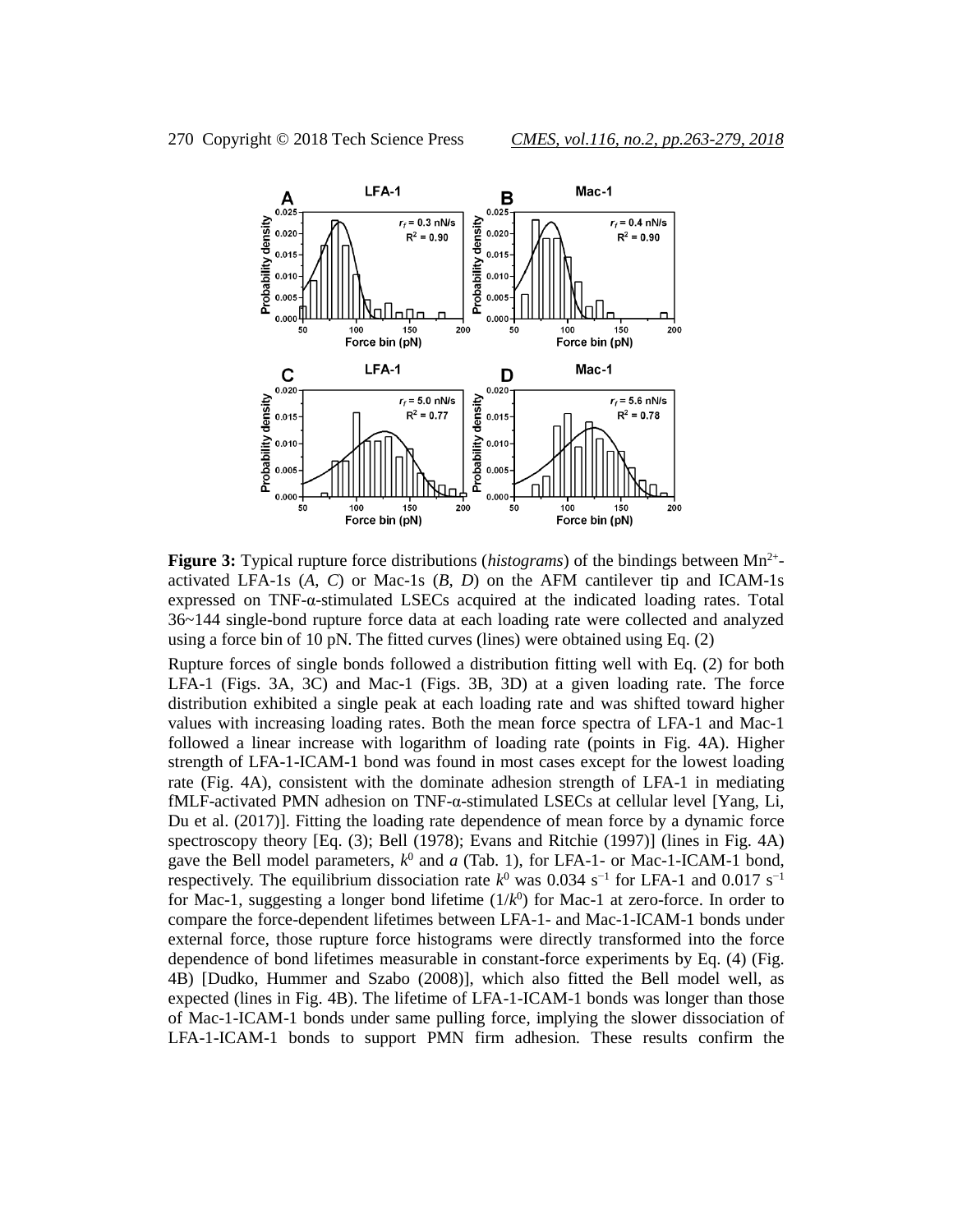**Figure 3:** Typical rupture force distributions (*histograms*) of the bindings between $Mn^{2+}$-activated LFA-1s (*A*, *C*) or Mac-1s (*B*, *D*) on the AFM cantilever tip and ICAM-1s expressed on TNF-α-stimulated LSECs acquired at the indicated loading rates. Total 36~144 single-bond rupture force data at each loading rate were collected and analyzed using a force bin of 10 pN. The fitted curves (lines) were obtained using Eq. (2)

Rupture forces of single bonds followed a distribution fitting well with Eq. (2) for both LFA-1 (Figs. 3A, 3C) and Mac-1 (Figs. 3B, 3D) at a given loading rate. The force distribution exhibited a single peak at each loading rate and was shifted toward higher values with increasing loading rates. Both the mean force spectra of LFA-1 and Mac-1 followed a linear increase with logarithm of loading rate (points in Fig. 4A). Higher strength of LFA-1-ICAM-1 bond was found in most cases except for the lowest loading rate (Fig. 4A), consistent with the dominate adhesion strength of LFA-1 in mediating fMLF-activated PMN adhesion on TNF-α-stimulated LSECs at cellular level [Yang, Li, Du et al. (2017)]. Fitting the loading rate dependence of mean force by a dynamic force spectroscopy theory [Eq. (3); Bell (1978); Evans and Ritchie (1997)] (lines in Fig. 4A) gave the Bell model parameters, $k^0$ and $a$ (Tab. 1), for LFA-1- or Mac-1-ICAM-1 bond, respectively. The equilibrium dissociation rate $k^0$ was 0.034 $s^{-1}$ for LFA-1 and 0.017 $s^{-1}$ for Mac-1, suggesting a longer bond lifetime ($1/k^0$) for Mac-1 at zero-force. In order to compare the force-dependent lifetimes between LFA-1- and Mac-1-ICAM-1 bonds under external force, those rupture force histograms were directly transformed into the force dependence of bond lifetimes measurable in constant-force experiments by Eq. (4) (Fig. 4B) [Dudko, Hummer and Szabo (2008)], which also fitted the Bell model well, as expected (lines in Fig. 4B). The lifetime of LFA-1-ICAM-1 bonds was longer than those of Mac-1-ICAM-1 bonds under same pulling force, implying the slower dissociation of LFA-1-ICAM-1 bonds to support PMN firm adhesion. These results confirm the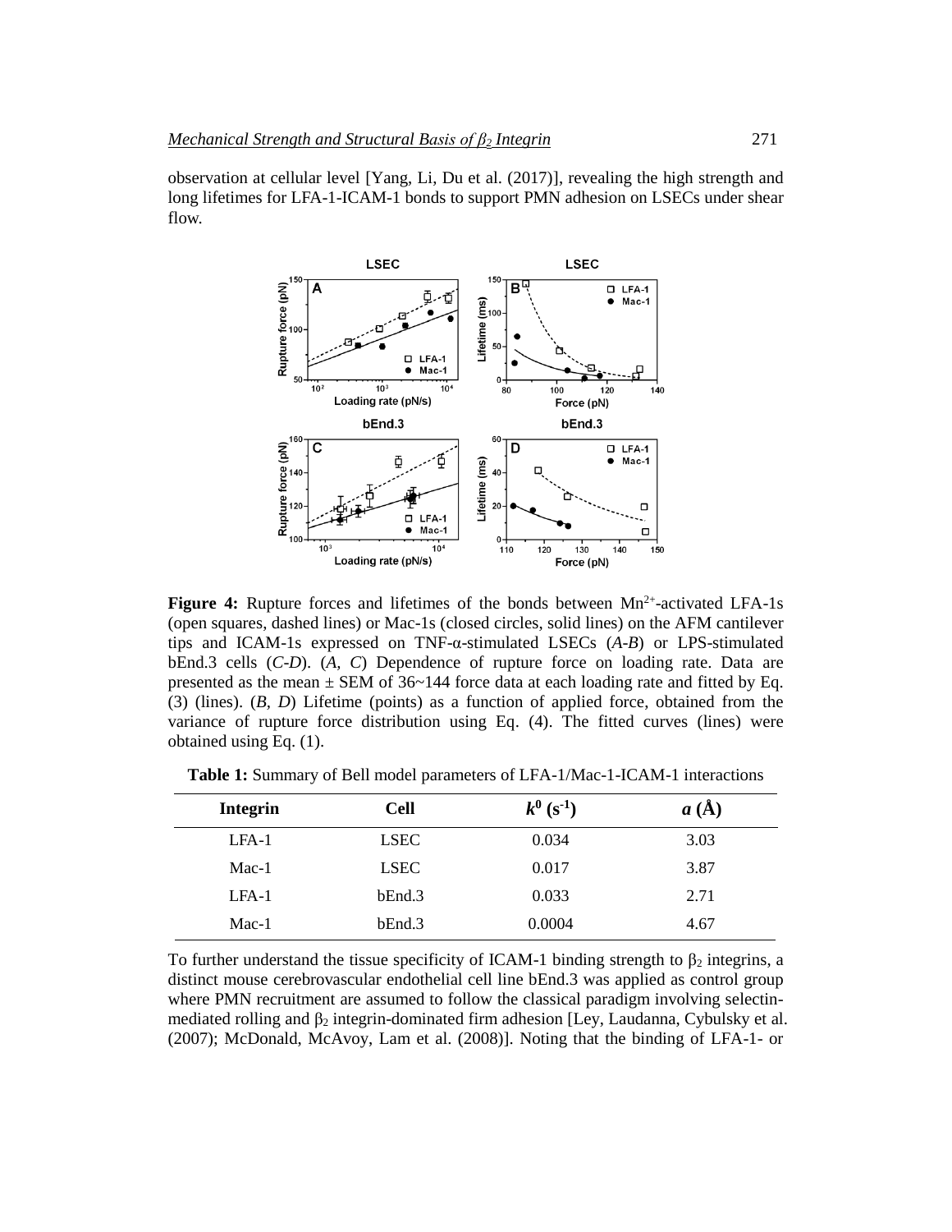observation at cellular level [Yang, Li, Du et al. (2017)], revealing the high strength and long lifetimes for LFA-1-ICAM-1 bonds to support PMN adhesion on LSECs under shear flow.

**Figure 4:** Rupture forces and lifetimes of the bonds between $Mn^{2+}$-activated LFA-1s (open squares, dashed lines) or Mac-1s (closed circles, solid lines) on the AFM cantilever tips and ICAM-1s expressed on TNF-α-stimulated LSECs (*A-B*) or LPS-stimulated bEnd.3 cells (*C-D*). (*A, C*) Dependence of rupture force on loading rate. Data are presented as the mean ± SEM of 36~144 force data at each loading rate and fitted by Eq. (3) (lines). (*B, D*) Lifetime (points) as a function of applied force, obtained from the variance of rupture force distribution using Eq. (4). The fitted curves (lines) were obtained using Eq. (1).

**Table 1:** Summary of Bell model parameters of LFA-1/Mac-1-ICAM-1 interactions

| Integrin | Cell | $k^0$ ($s^{-1}$) | $a$ (Å) |
|---|---|---|---|
| LFA-1 | LSEC | 0.034 | 3.03 |
| Mac-1 | LSEC | 0.017 | 3.87 |
| LFA-1 | bEnd.3 | 0.033 | 2.71 |
| Mac-1 | bEnd.3 | 0.0004 | 4.67 |

To further understand the tissue specificity of ICAM-1 binding strength to $\beta_2$ integrins, a distinct mouse cerebrovascular endothelial cell line bEnd.3 was applied as control group where PMN recruitment are assumed to follow the classical paradigm involving selectin-mediated rolling and $\beta_2$ integrin-dominated firm adhesion [Ley, Laudanna, Cybulsky et al. (2007); McDonald, McAvoy, Lam et al. (2008)]. Noting that the binding of LFA-1- or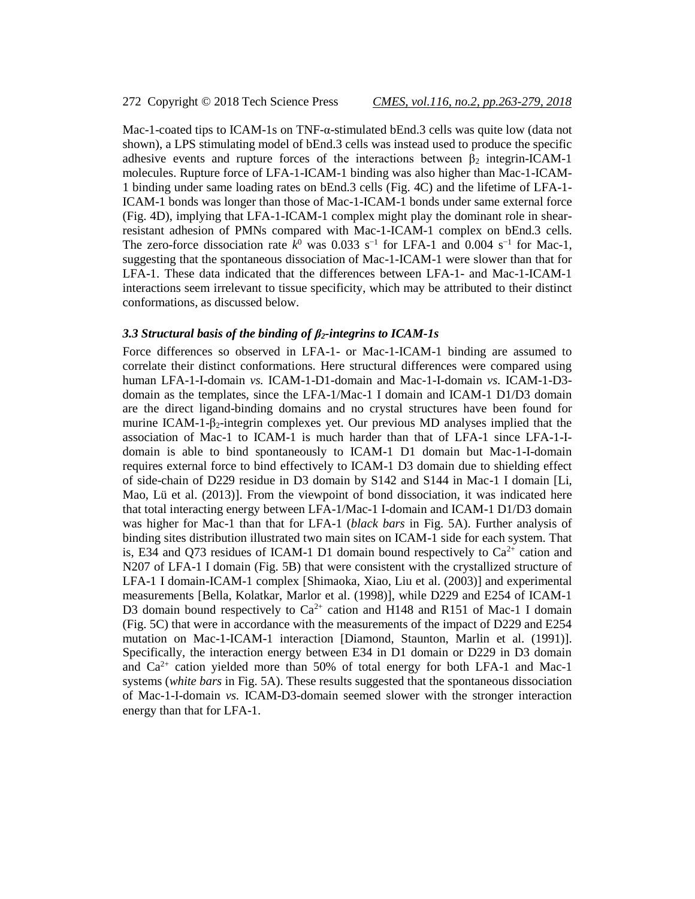Mac-1-coated tips to ICAM-1s on TNF-α-stimulated bEnd.3 cells was quite low (data not shown), a LPS stimulating model of bEnd.3 cells was instead used to produce the specific adhesive events and rupture forces of the interactions between $\beta_2$ integrin-ICAM-1 molecules. Rupture force of LFA-1-ICAM-1 binding was also higher than Mac-1-ICAM-1 binding under same loading rates on bEnd.3 cells (Fig. 4C) and the lifetime of LFA-1-ICAM-1 bonds was longer than those of Mac-1-ICAM-1 bonds under same external force (Fig. 4D), implying that LFA-1-ICAM-1 complex might play the dominant role in shear-resistant adhesion of PMNs compared with Mac-1-ICAM-1 complex on bEnd.3 cells. The zero-force dissociation rate $k^0$ was 0.033 $s^{-1}$ for LFA-1 and 0.004 $s^{-1}$ for Mac-1, suggesting that the spontaneous dissociation of Mac-1-ICAM-1 were slower than that for LFA-1. These data indicated that the differences between LFA-1- and Mac-1-ICAM-1 interactions seem irrelevant to tissue specificity, which may be attributed to their distinct conformations, as discussed below.

### *3.3 Structural basis of the binding of $\beta_2$-integrins to ICAM-1s*

Force differences so observed in LFA-1- or Mac-1-ICAM-1 binding are assumed to correlate their distinct conformations. Here structural differences were compared using human LFA-1-I-domain *vs.* ICAM-1-D1-domain and Mac-1-I-domain *vs.* ICAM-1-D3-domain as the templates, since the LFA-1/Mac-1 I domain and ICAM-1 D1/D3 domain are the direct ligand-binding domains and no crystal structures have been found for murine ICAM-1-$\beta_2$-integrin complexes yet. Our previous MD analyses implied that the association of Mac-1 to ICAM-1 is much harder than that of LFA-1 since LFA-1-I-domain is able to bind spontaneously to ICAM-1 D1 domain but Mac-1-I-domain requires external force to bind effectively to ICAM-1 D3 domain due to shielding effect of side-chain of D229 residue in D3 domain by S142 and S144 in Mac-1 I domain [Li, Mao, Lü et al. (2013)]. From the viewpoint of bond dissociation, it was indicated here that total interacting energy between LFA-1/Mac-1 I-domain and ICAM-1 D1/D3 domain was higher for Mac-1 than that for LFA-1 (*black bars* in Fig. 5A). Further analysis of binding sites distribution illustrated two main sites on ICAM-1 side for each system. That is, E34 and Q73 residues of ICAM-1 D1 domain bound respectively to $Ca^{2+}$ cation and N207 of LFA-1 I domain (Fig. 5B) that were consistent with the crystallized structure of LFA-1 I domain-ICAM-1 complex [Shimaoka, Xiao, Liu et al. (2003)] and experimental measurements [Bella, Kolatkar, Marlor et al. (1998)], while D229 and E254 of ICAM-1 D3 domain bound respectively to $Ca^{2+}$ cation and H148 and R151 of Mac-1 I domain (Fig. 5C) that were in accordance with the measurements of the impact of D229 and E254 mutation on Mac-1-ICAM-1 interaction [Diamond, Staunton, Marlin et al. (1991)]. Specifically, the interaction energy between E34 in D1 domain or D229 in D3 domain and $Ca^{2+}$ cation yielded more than 50% of total energy for both LFA-1 and Mac-1 systems (*white bars* in Fig. 5A). These results suggested that the spontaneous dissociation of Mac-1-I-domain *vs.* ICAM-D3-domain seemed slower with the stronger interaction energy than that for LFA-1.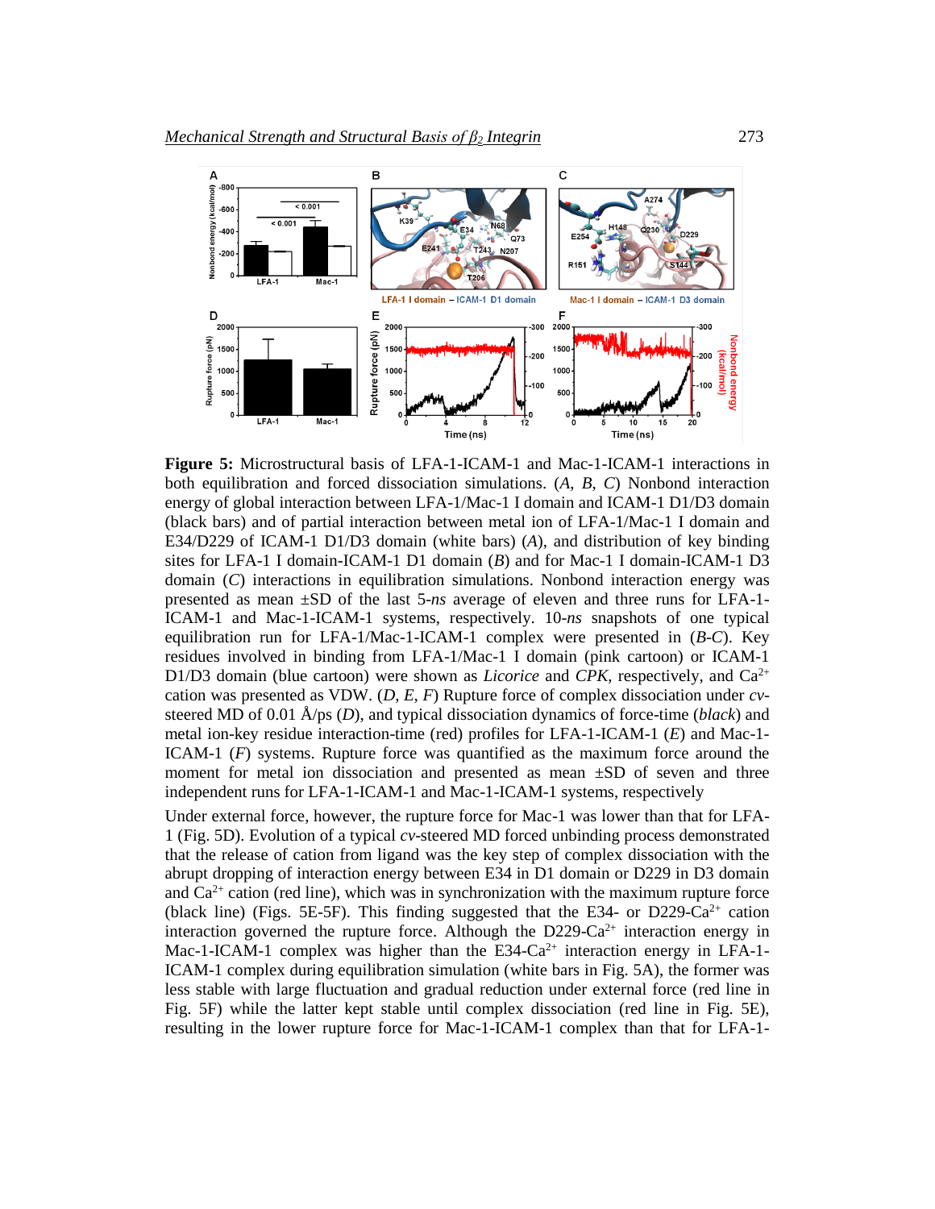**Figure 5:** Microstructural basis of LFA-1-ICAM-1 and Mac-1-ICAM-1 interactions in both equilibration and forced dissociation simulations. (*A*, *B*, *C*) Nonbond interaction energy of global interaction between LFA-1/Mac-1 I domain and ICAM-1 D1/D3 domain (black bars) and of partial interaction between metal ion of LFA-1/Mac-1 I domain and E34/D229 of ICAM-1 D1/D3 domain (white bars) (*A*), and distribution of key binding sites for LFA-1 I domain-ICAM-1 D1 domain (*B*) and for Mac-1 I domain-ICAM-1 D3 domain (*C*) interactions in equilibration simulations. Nonbond interaction energy was presented as mean ±SD of the last 5-*ns* average of eleven and three runs for LFA-1-ICAM-1 and Mac-1-ICAM-1 systems, respectively. 10-*ns* snapshots of one typical equilibration run for LFA-1/Mac-1-ICAM-1 complex were presented in (*B*-*C*). Key residues involved in binding from LFA-1/Mac-1 I domain (pink cartoon) or ICAM-1 D1/D3 domain (blue cartoon) were shown as *Licorice* and *CPK*, respectively, and $Ca^{2+}$ cation was presented as VDW. (*D*, *E*, *F*) Rupture force of complex dissociation under *cv*-steered MD of 0.01 Å/ps (*D*), and typical dissociation dynamics of force-time (*black*) and metal ion-key residue interaction-time (red) profiles for LFA-1-ICAM-1 (*E*) and Mac-1-ICAM-1 (*F*) systems. Rupture force was quantified as the maximum force around the moment for metal ion dissociation and presented as mean ±SD of seven and three independent runs for LFA-1-ICAM-1 and Mac-1-ICAM-1 systems, respectively

Under external force, however, the rupture force for Mac-1 was lower than that for LFA-1 (Fig. 5D). Evolution of a typical *cv*-steered MD forced unbinding process demonstrated that the release of cation from ligand was the key step of complex dissociation with the abrupt dropping of interaction energy between E34 in D1 domain or D229 in D3 domain and $Ca^{2+}$ cation (red line), which was in synchronization with the maximum rupture force (black line) (Figs. 5E-5F). This finding suggested that the E34- or D229-$Ca^{2+}$ cation interaction governed the rupture force. Although the D229-$Ca^{2+}$ interaction energy in Mac-1-ICAM-1 complex was higher than the E34-$Ca^{2+}$ interaction energy in LFA-1-ICAM-1 complex during equilibration simulation (white bars in Fig. 5A), the former was less stable with large fluctuation and gradual reduction under external force (red line in Fig. 5F) while the latter kept stable until complex dissociation (red line in Fig. 5E), resulting in the lower rupture force for Mac-1-ICAM-1 complex than that for LFA-1-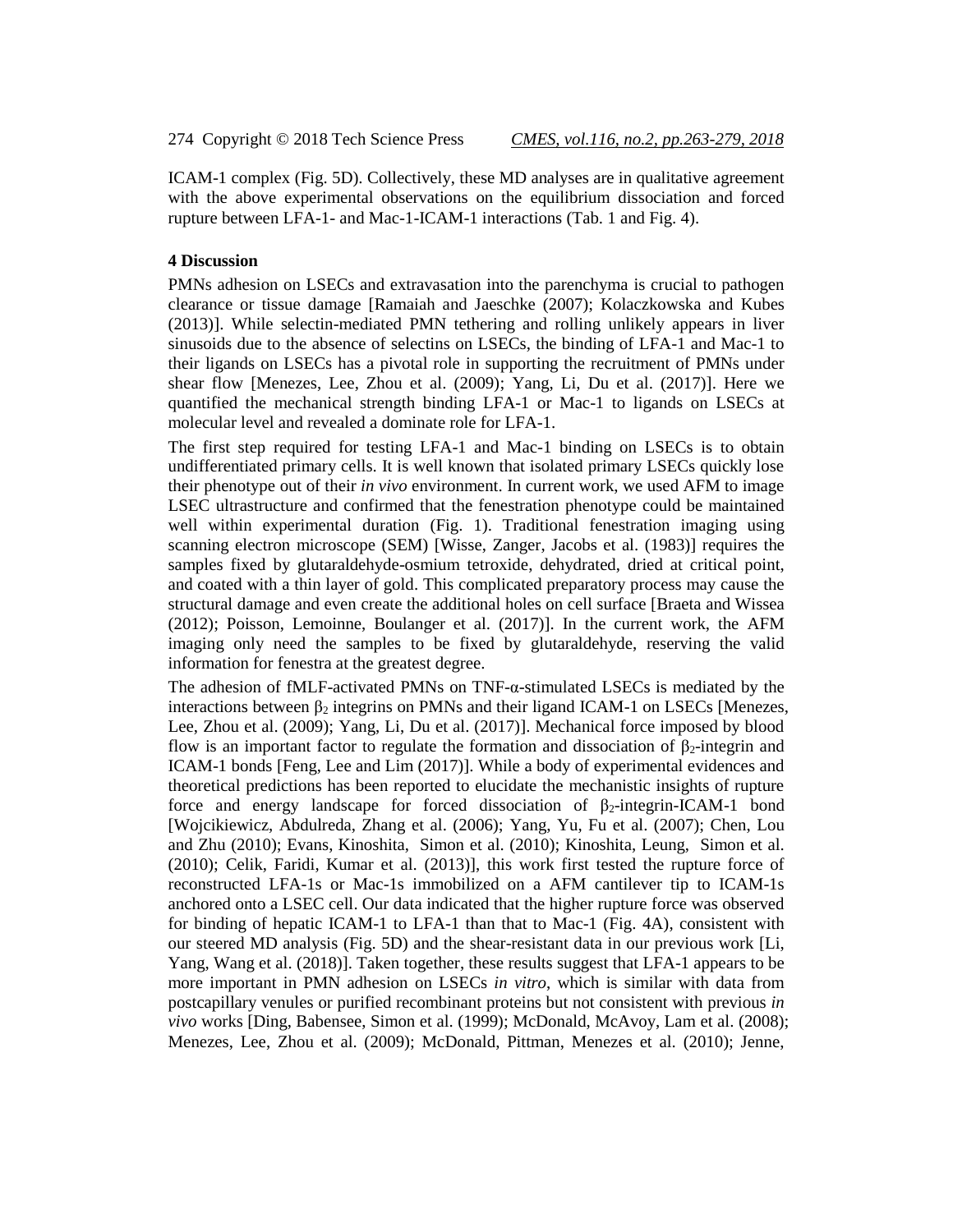ICAM-1 complex (Fig. 5D). Collectively, these MD analyses are in qualitative agreement with the above experimental observations on the equilibrium dissociation and forced rupture between LFA-1- and Mac-1-ICAM-1 interactions (Tab. 1 and Fig. 4).

## 4 Discussion

PMNs adhesion on LSECs and extravasation into the parenchyma is crucial to pathogen clearance or tissue damage [Ramaiah and Jaeschke (2007); Kolaczkowska and Kubes (2013)]. While selectin-mediated PMN tethering and rolling unlikely appears in liver sinusoids due to the absence of selectins on LSECs, the binding of LFA-1 and Mac-1 to their ligands on LSECs has a pivotal role in supporting the recruitment of PMNs under shear flow [Menezes, Lee, Zhou et al. (2009); Yang, Li, Du et al. (2017)]. Here we quantified the mechanical strength binding LFA-1 or Mac-1 to ligands on LSECs at molecular level and revealed a dominate role for LFA-1.

The first step required for testing LFA-1 and Mac-1 binding on LSECs is to obtain undifferentiated primary cells. It is well known that isolated primary LSECs quickly lose their phenotype out of their *in vivo* environment. In current work, we used AFM to image LSEC ultrastructure and confirmed that the fenestration phenotype could be maintained well within experimental duration (Fig. 1). Traditional fenestration imaging using scanning electron microscope (SEM) [Wisse, Zanger, Jacobs et al. (1983)] requires the samples fixed by glutaraldehyde-osmium tetroxide, dehydrated, dried at critical point, and coated with a thin layer of gold. This complicated preparatory process may cause the structural damage and even create the additional holes on cell surface [Braeta and Wissea (2012); Poisson, Lemoinne, Boulanger et al. (2017)]. In the current work, the AFM imaging only need the samples to be fixed by glutaraldehyde, reserving the valid information for fenestra at the greatest degree.

The adhesion of fMLF-activated PMNs on TNF-α-stimulated LSECs is mediated by the interactions between $\beta_2$ integrins on PMNs and their ligand ICAM-1 on LSECs [Menezes, Lee, Zhou et al. (2009); Yang, Li, Du et al. (2017)]. Mechanical force imposed by blood flow is an important factor to regulate the formation and dissociation of $\beta_2$-integrin and ICAM-1 bonds [Feng, Lee and Lim (2017)]. While a body of experimental evidences and theoretical predictions has been reported to elucidate the mechanistic insights of rupture force and energy landscape for forced dissociation of $\beta_2$-integrin-ICAM-1 bond [Wojcikiewicz, Abdulreda, Zhang et al. (2006); Yang, Yu, Fu et al. (2007); Chen, Lou and Zhu (2010); Evans, Kinoshita, Simon et al. (2010); Kinoshita, Leung, Simon et al. (2010); Celik, Faridi, Kumar et al. (2013)], this work first tested the rupture force of reconstructed LFA-1s or Mac-1s immobilized on a AFM cantilever tip to ICAM-1s anchored onto a LSEC cell. Our data indicated that the higher rupture force was observed for binding of hepatic ICAM-1 to LFA-1 than that to Mac-1 (Fig. 4A), consistent with our steered MD analysis (Fig. 5D) and the shear-resistant data in our previous work [Li, Yang, Wang et al. (2018)]. Taken together, these results suggest that LFA-1 appears to be more important in PMN adhesion on LSECs *in vitro*, which is similar with data from postcapillary venules or purified recombinant proteins but not consistent with previous *in vivo* works [Ding, Babensee, Simon et al. (1999); McDonald, McAvoy, Lam et al. (2008); Menezes, Lee, Zhou et al. (2009); McDonald, Pittman, Menezes et al. (2010); Jenne,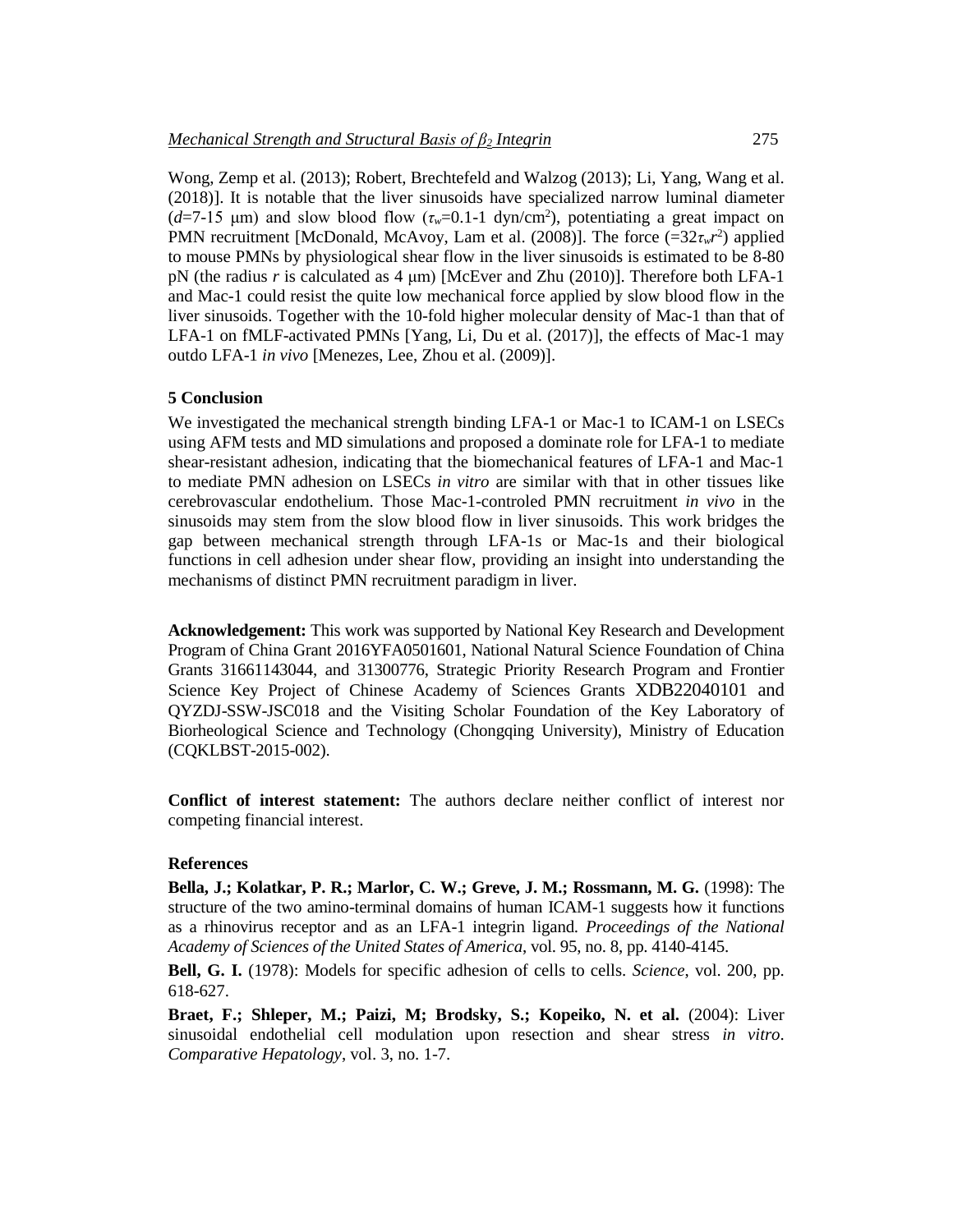Wong, Zemp et al. (2013); Robert, Brechtefeld and Walzog (2013); Li, Yang, Wang et al. (2018)]. It is notable that the liver sinusoids have specialized narrow luminal diameter ($d$=7-15 μm) and slow blood flow ($\tau_w$=0.1-1 dyn/cm$^2$), potentiating a great impact on PMN recruitment [McDonald, McAvoy, Lam et al. (2008)]. The force (=$32\tau_w r^2$) applied to mouse PMNs by physiological shear flow in the liver sinusoids is estimated to be 8-80 pN (the radius $r$ is calculated as 4 μm) [McEver and Zhu (2010)]. Therefore both LFA-1 and Mac-1 could resist the quite low mechanical force applied by slow blood flow in the liver sinusoids. Together with the 10-fold higher molecular density of Mac-1 than that of LFA-1 on fMLF-activated PMNs [Yang, Li, Du et al. (2017)], the effects of Mac-1 may outdo LFA-1 *in vivo* [Menezes, Lee, Zhou et al. (2009)].

## 5 Conclusion

We investigated the mechanical strength binding LFA-1 or Mac-1 to ICAM-1 on LSECs using AFM tests and MD simulations and proposed a dominate role for LFA-1 to mediate shear-resistant adhesion, indicating that the biomechanical features of LFA-1 and Mac-1 to mediate PMN adhesion on LSECs *in vitro* are similar with that in other tissues like cerebrovascular endothelium. Those Mac-1-controled PMN recruitment *in vivo* in the sinusoids may stem from the slow blood flow in liver sinusoids. This work bridges the gap between mechanical strength through LFA-1s or Mac-1s and their biological functions in cell adhesion under shear flow, providing an insight into understanding the mechanisms of distinct PMN recruitment paradigm in liver.

**Acknowledgement:** This work was supported by National Key Research and Development Program of China Grant 2016YFA0501601, National Natural Science Foundation of China Grants 31661143044, and 31300776, Strategic Priority Research Program and Frontier Science Key Project of Chinese Academy of Sciences Grants XDB22040101 and QYZDJ-SSW-JSC018 and the Visiting Scholar Foundation of the Key Laboratory of Biorheological Science and Technology (Chongqing University), Ministry of Education (CQKLBST-2015-002).

**Conflict of interest statement:** The authors declare neither conflict of interest nor competing financial interest.

## References

**Bella, J.; Kolatkar, P. R.; Marlor, C. W.; Greve, J. M.; Rossmann, M. G.** (1998): The structure of the two amino-terminal domains of human ICAM-1 suggests how it functions as a rhinovirus receptor and as an LFA-1 integrin ligand. *Proceedings of the National Academy of Sciences of the United States of America*, vol. 95, no. 8, pp. 4140-4145.

**Bell, G. I.** (1978): Models for specific adhesion of cells to cells. *Science*, vol. 200, pp. 618-627.

**Braet, F.; Shleper, M.; Paizi, M; Brodsky, S.; Kopeiko, N. et al.** (2004): Liver sinusoidal endothelial cell modulation upon resection and shear stress *in vitro*. *Comparative Hepatology*, vol. 3, no. 1-7.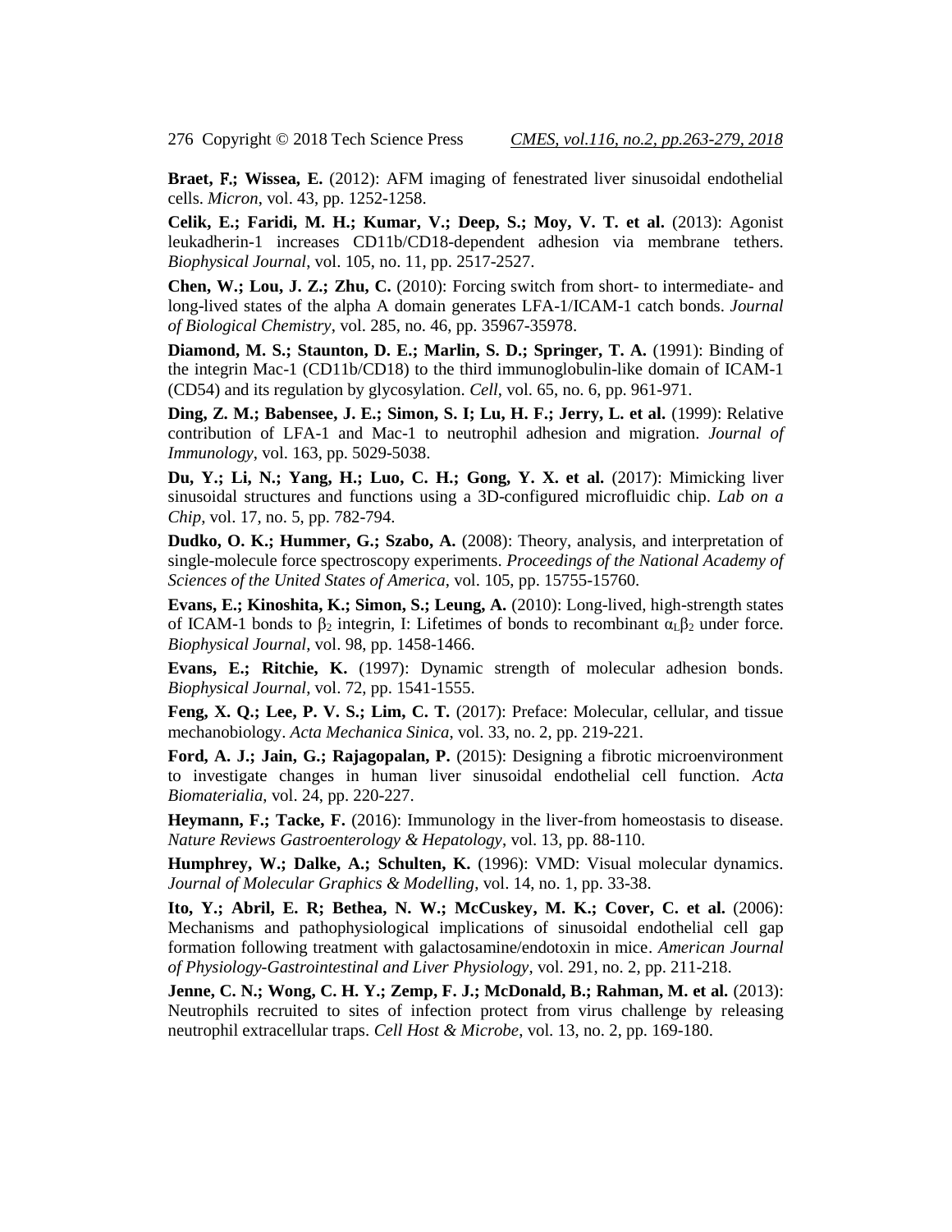**Braet, F.; Wissea, E.** (2012): AFM imaging of fenestrated liver sinusoidal endothelial cells. *Micron*, vol. 43, pp. 1252-1258.

**Celik, E.; Faridi, M. H.; Kumar, V.; Deep, S.; Moy, V. T. et al.** (2013): Agonist leukadherin-1 increases CD11b/CD18-dependent adhesion via membrane tethers. *Biophysical Journal*, vol. 105, no. 11, pp. 2517-2527.

**Chen, W.; Lou, J. Z.; Zhu, C.** (2010): Forcing switch from short- to intermediate- and long-lived states of the alpha A domain generates LFA-1/ICAM-1 catch bonds. *Journal of Biological Chemistry*, vol. 285, no. 46, pp. 35967-35978.

**Diamond, M. S.; Staunton, D. E.; Marlin, S. D.; Springer, T. A.** (1991): Binding of the integrin Mac-1 (CD11b/CD18) to the third immunoglobulin-like domain of ICAM-1 (CD54) and its regulation by glycosylation. *Cell*, vol. 65, no. 6, pp. 961-971.

**Ding, Z. M.; Babensee, J. E.; Simon, S. I; Lu, H. F.; Jerry, L. et al.** (1999): Relative contribution of LFA-1 and Mac-1 to neutrophil adhesion and migration. *Journal of Immunology*, vol. 163, pp. 5029-5038.

**Du, Y.; Li, N.; Yang, H.; Luo, C. H.; Gong, Y. X. et al.** (2017): Mimicking liver sinusoidal structures and functions using a 3D-configured microfluidic chip. *Lab on a Chip*, vol. 17, no. 5, pp. 782-794.

**Dudko, O. K.; Hummer, G.; Szabo, A.** (2008): Theory, analysis, and interpretation of single-molecule force spectroscopy experiments. *Proceedings of the National Academy of Sciences of the United States of America*, vol. 105, pp. 15755-15760.

**Evans, E.; Kinoshita, K.; Simon, S.; Leung, A.** (2010): Long-lived, high-strength states of ICAM-1 bonds to $\beta_2$ integrin, I: Lifetimes of bonds to recombinant $\alpha_L\beta_2$ under force. *Biophysical Journal*, vol. 98, pp. 1458-1466.

**Evans, E.; Ritchie, K.** (1997): Dynamic strength of molecular adhesion bonds. *Biophysical Journal*, vol. 72, pp. 1541-1555.

**Feng, X. Q.; Lee, P. V. S.; Lim, C. T.** (2017): Preface: Molecular, cellular, and tissue mechanobiology. *Acta Mechanica Sinica*, vol. 33, no. 2, pp. 219-221.

**Ford, A. J.; Jain, G.; Rajagopalan, P.** (2015): Designing a fibrotic microenvironment to investigate changes in human liver sinusoidal endothelial cell function. *Acta Biomaterialia*, vol. 24, pp. 220-227.

**Heymann, F.; Tacke, F.** (2016): Immunology in the liver-from homeostasis to disease. *Nature Reviews Gastroenterology & Hepatology*, vol. 13, pp. 88-110.

**Humphrey, W.; Dalke, A.; Schulten, K.** (1996): VMD: Visual molecular dynamics. *Journal of Molecular Graphics & Modelling*, vol. 14, no. 1, pp. 33-38.

**Ito, Y.; Abril, E. R; Bethea, N. W.; McCuskey, M. K.; Cover, C. et al.** (2006): Mechanisms and pathophysiological implications of sinusoidal endothelial cell gap formation following treatment with galactosamine/endotoxin in mice. *American Journal of Physiology-Gastrointestinal and Liver Physiology*, vol. 291, no. 2, pp. 211-218.

**Jenne, C. N.; Wong, C. H. Y.; Zemp, F. J.; McDonald, B.; Rahman, M. et al.** (2013): Neutrophils recruited to sites of infection protect from virus challenge by releasing neutrophil extracellular traps. *Cell Host & Microbe*, vol. 13, no. 2, pp. 169-180.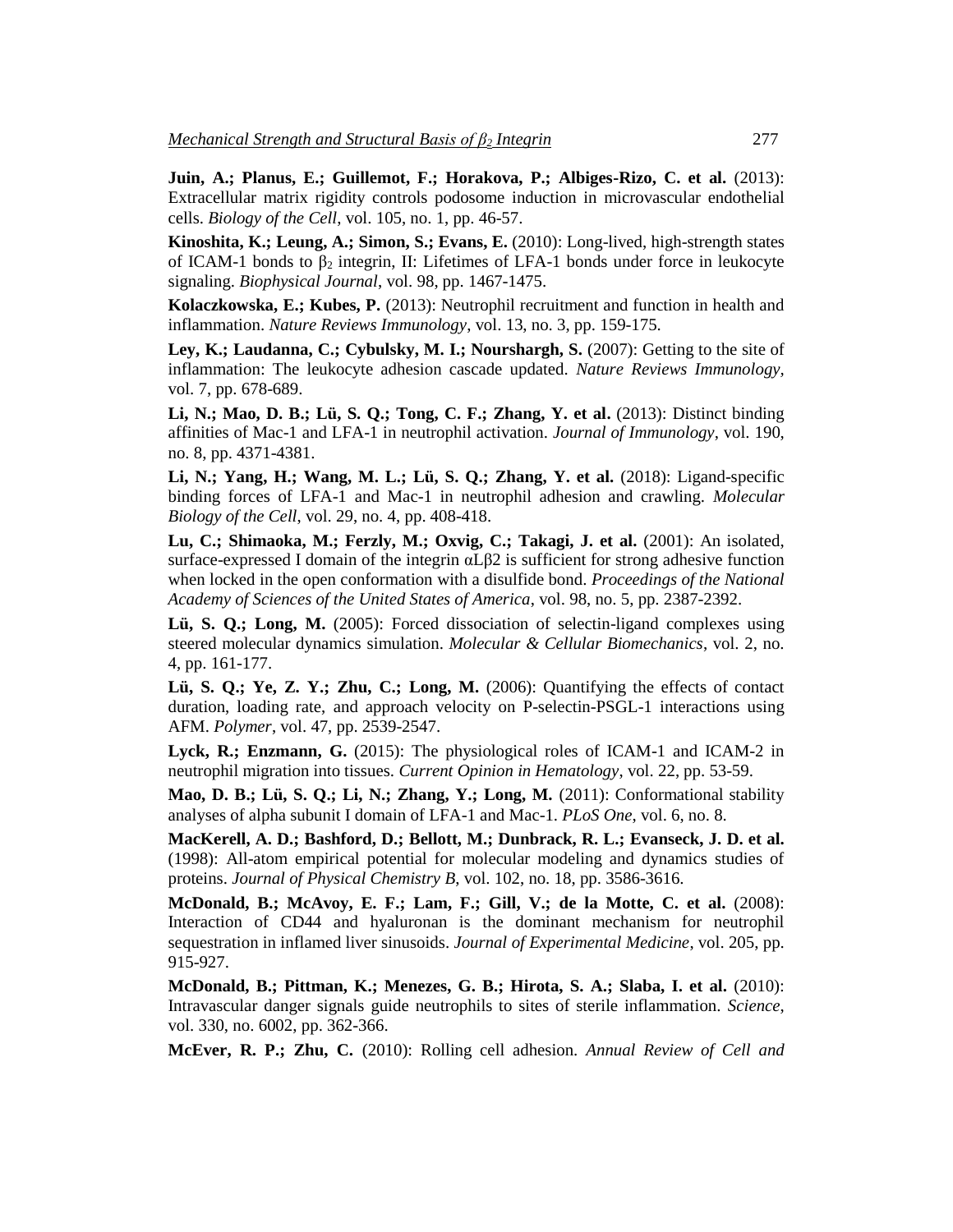**Juin, A.; Planus, E.; Guillemot, F.; Horakova, P.; Albiges-Rizo, C. et al.** (2013): Extracellular matrix rigidity controls podosome induction in microvascular endothelial cells. *Biology of the Cell*, vol. 105, no. 1, pp. 46-57.

**Kinoshita, K.; Leung, A.; Simon, S.; Evans, E.** (2010): Long-lived, high-strength states of ICAM-1 bonds to $\beta_2$ integrin, II: Lifetimes of LFA-1 bonds under force in leukocyte signaling. *Biophysical Journal*, vol. 98, pp. 1467-1475.

**Kolaczkowska, E.; Kubes, P.** (2013): Neutrophil recruitment and function in health and inflammation. *Nature Reviews Immunology*, vol. 13, no. 3, pp. 159-175.

**Ley, K.; Laudanna, C.; Cybulsky, M. I.; Nourshargh, S.** (2007): Getting to the site of inflammation: The leukocyte adhesion cascade updated. *Nature Reviews Immunology*, vol. 7, pp. 678-689.

**Li, N.; Mao, D. B.; Lü, S. Q.; Tong, C. F.; Zhang, Y. et al.** (2013): Distinct binding affinities of Mac-1 and LFA-1 in neutrophil activation. *Journal of Immunology*, vol. 190, no. 8, pp. 4371-4381.

**Li, N.; Yang, H.; Wang, M. L.; Lü, S. Q.; Zhang, Y. et al.** (2018): Ligand-specific binding forces of LFA-1 and Mac-1 in neutrophil adhesion and crawling. *Molecular Biology of the Cell*, vol. 29, no. 4, pp. 408-418.

**Lu, C.; Shimaoka, M.; Ferzly, M.; Oxvig, C.; Takagi, J. et al.** (2001): An isolated, surface-expressed I domain of the integrin αLβ2 is sufficient for strong adhesive function when locked in the open conformation with a disulfide bond. *Proceedings of the National Academy of Sciences of the United States of America*, vol. 98, no. 5, pp. 2387-2392.

**Lü, S. Q.; Long, M.** (2005): Forced dissociation of selectin-ligand complexes using steered molecular dynamics simulation. *Molecular & Cellular Biomechanics*, vol. 2, no. 4, pp. 161-177.

**Lü, S. Q.; Ye, Z. Y.; Zhu, C.; Long, M.** (2006): Quantifying the effects of contact duration, loading rate, and approach velocity on P-selectin-PSGL-1 interactions using AFM. *Polymer*, vol. 47, pp. 2539-2547.

**Lyck, R.; Enzmann, G.** (2015): The physiological roles of ICAM-1 and ICAM-2 in neutrophil migration into tissues. *Current Opinion in Hematology*, vol. 22, pp. 53-59.

**Mao, D. B.; Lü, S. Q.; Li, N.; Zhang, Y.; Long, M.** (2011): Conformational stability analyses of alpha subunit I domain of LFA-1 and Mac-1. *PLoS One*, vol. 6, no. 8.

**MacKerell, A. D.; Bashford, D.; Bellott, M.; Dunbrack, R. L.; Evanseck, J. D. et al.** (1998): All-atom empirical potential for molecular modeling and dynamics studies of proteins. *Journal of Physical Chemistry B*, vol. 102, no. 18, pp. 3586-3616.

**McDonald, B.; McAvoy, E. F.; Lam, F.; Gill, V.; de la Motte, C. et al.** (2008): Interaction of CD44 and hyaluronan is the dominant mechanism for neutrophil sequestration in inflamed liver sinusoids. *Journal of Experimental Medicine*, vol. 205, pp. 915-927.

**McDonald, B.; Pittman, K.; Menezes, G. B.; Hirota, S. A.; Slaba, I. et al.** (2010): Intravascular danger signals guide neutrophils to sites of sterile inflammation. *Science*, vol. 330, no. 6002, pp. 362-366.

**McEver, R. P.; Zhu, C.** (2010): Rolling cell adhesion. *Annual Review of Cell and*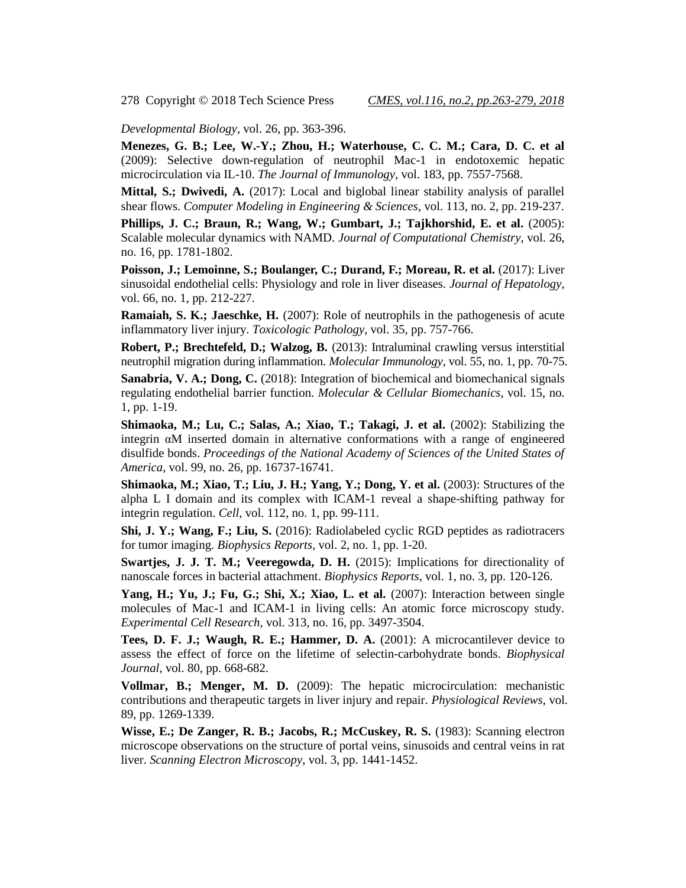*Developmental Biology*, vol. 26, pp. 363-396.

**Menezes, G. B.; Lee, W.-Y.; Zhou, H.; Waterhouse, C. C. M.; Cara, D. C. et al** (2009): Selective down-regulation of neutrophil Mac-1 in endotoxemic hepatic microcirculation via IL-10. *The Journal of Immunology*, vol. 183, pp. 7557-7568.

**Mittal, S.; Dwivedi, A.** (2017): Local and biglobal linear stability analysis of parallel shear flows. *Computer Modeling in Engineering & Sciences*, vol. 113, no. 2, pp. 219-237.

**Phillips, J. C.; Braun, R.; Wang, W.; Gumbart, J.; Tajkhorshid, E. et al.** (2005): Scalable molecular dynamics with NAMD. *Journal of Computational Chemistry*, vol. 26, no. 16, pp. 1781-1802.

**Poisson, J.; Lemoinne, S.; Boulanger, C.; Durand, F.; Moreau, R. et al.** (2017): Liver sinusoidal endothelial cells: Physiology and role in liver diseases. *Journal of Hepatology*, vol. 66, no. 1, pp. 212-227.

**Ramaiah, S. K.; Jaeschke, H.** (2007): Role of neutrophils in the pathogenesis of acute inflammatory liver injury. *Toxicologic Pathology*, vol. 35, pp. 757-766.

**Robert, P.; Brechtefeld, D.; Walzog, B.** (2013): Intraluminal crawling versus interstitial neutrophil migration during inflammation. *Molecular Immunology*, vol. 55, no. 1, pp. 70-75.

**Sanabria, V. A.; Dong, C.** (2018): Integration of biochemical and biomechanical signals regulating endothelial barrier function. *Molecular & Cellular Biomechanics*, vol. 15, no. 1, pp. 1-19.

**Shimaoka, M.; Lu, C.; Salas, A.; Xiao, T.; Takagi, J. et al.** (2002): Stabilizing the integrin αM inserted domain in alternative conformations with a range of engineered disulfide bonds. *Proceedings of the National Academy of Sciences of the United States of America*, vol. 99, no. 26, pp. 16737-16741.

**Shimaoka, M.; Xiao, T.; Liu, J. H.; Yang, Y.; Dong, Y. et al.** (2003): Structures of the alpha L I domain and its complex with ICAM-1 reveal a shape-shifting pathway for integrin regulation. *Cell*, vol. 112, no. 1, pp. 99-111.

**Shi, J. Y.; Wang, F.; Liu, S.** (2016): Radiolabeled cyclic RGD peptides as radiotracers for tumor imaging. *Biophysics Reports*, vol. 2, no. 1, pp. 1-20.

**Swartjes, J. J. T. M.; Veeregowda, D. H.** (2015): Implications for directionality of nanoscale forces in bacterial attachment. *Biophysics Reports*, vol. 1, no. 3, pp. 120-126.

**Yang, H.; Yu, J.; Fu, G.; Shi, X.; Xiao, L. et al.** (2007): Interaction between single molecules of Mac-1 and ICAM-1 in living cells: An atomic force microscopy study. *Experimental Cell Research*, vol. 313, no. 16, pp. 3497-3504.

**Tees, D. F. J.; Waugh, R. E.; Hammer, D. A.** (2001): A microcantilever device to assess the effect of force on the lifetime of selectin-carbohydrate bonds. *Biophysical Journal*, vol. 80, pp. 668-682.

**Vollmar, B.; Menger, M. D.** (2009): The hepatic microcirculation: mechanistic contributions and therapeutic targets in liver injury and repair. *Physiological Reviews*, vol. 89, pp. 1269-1339.

**Wisse, E.; De Zanger, R. B.; Jacobs, R.; McCuskey, R. S.** (1983): Scanning electron microscope observations on the structure of portal veins, sinusoids and central veins in rat liver. *Scanning Electron Microscopy*, vol. 3, pp. 1441-1452.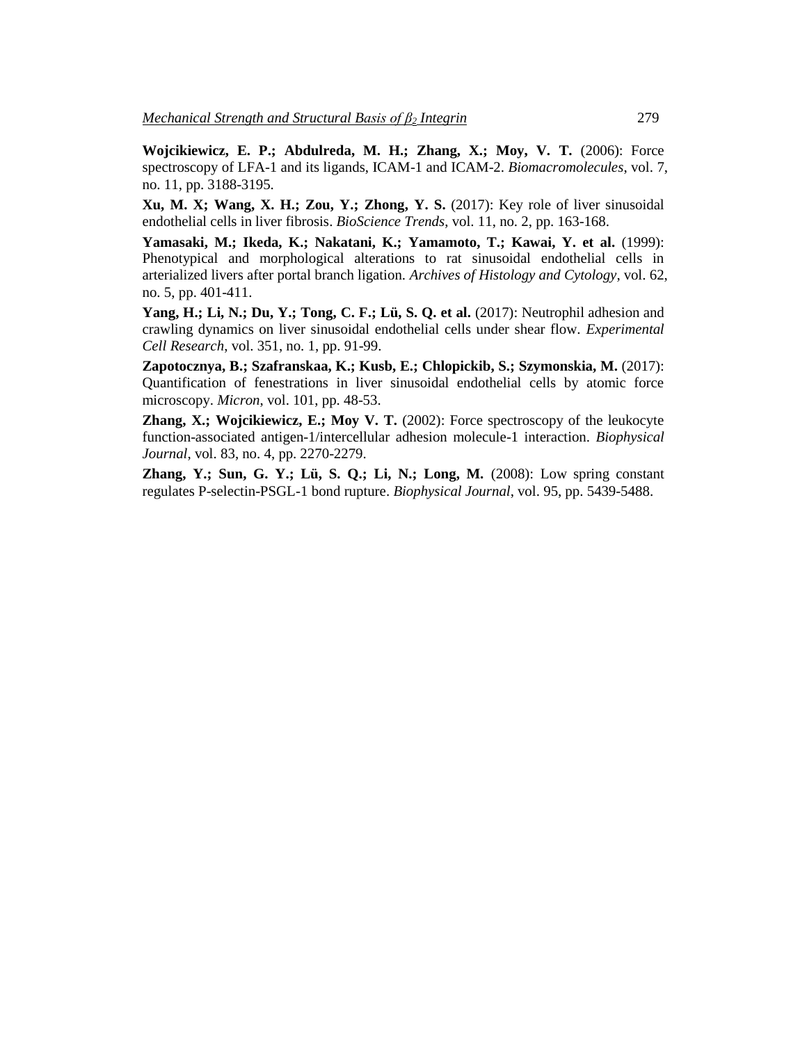**Wojcikiewicz, E. P.; Abdulreda, M. H.; Zhang, X.; Moy, V. T.** (2006): Force spectroscopy of LFA-1 and its ligands, ICAM-1 and ICAM-2. *Biomacromolecules*, vol. 7, no. 11, pp. 3188-3195.

**Xu, M. X; Wang, X. H.; Zou, Y.; Zhong, Y. S.** (2017): Key role of liver sinusoidal endothelial cells in liver fibrosis. *BioScience Trends*, vol. 11, no. 2, pp. 163-168.

**Yamasaki, M.; Ikeda, K.; Nakatani, K.; Yamamoto, T.; Kawai, Y. et al.** (1999): Phenotypical and morphological alterations to rat sinusoidal endothelial cells in arterialized livers after portal branch ligation. *Archives of Histology and Cytology*, vol. 62, no. 5, pp. 401-411.

**Yang, H.; Li, N.; Du, Y.; Tong, C. F.; Lü, S. Q. et al.** (2017): Neutrophil adhesion and crawling dynamics on liver sinusoidal endothelial cells under shear flow. *Experimental Cell Research*, vol. 351, no. 1, pp. 91-99.

**Zapotocznya, B.; Szafranskaa, K.; Kusb, E.; Chlopickib, S.; Szymonskia, M.** (2017): Quantification of fenestrations in liver sinusoidal endothelial cells by atomic force microscopy. *Micron*, vol. 101, pp. 48-53.

**Zhang, X.; Wojcikiewicz, E.; Moy V. T.** (2002): Force spectroscopy of the leukocyte function-associated antigen-1/intercellular adhesion molecule-1 interaction. *Biophysical Journal*, vol. 83, no. 4, pp. 2270-2279.

**Zhang, Y.; Sun, G. Y.; Lü, S. Q.; Li, N.; Long, M.** (2008): Low spring constant regulates P-selectin-PSGL-1 bond rupture. *Biophysical Journal*, vol. 95, pp. 5439-5488.